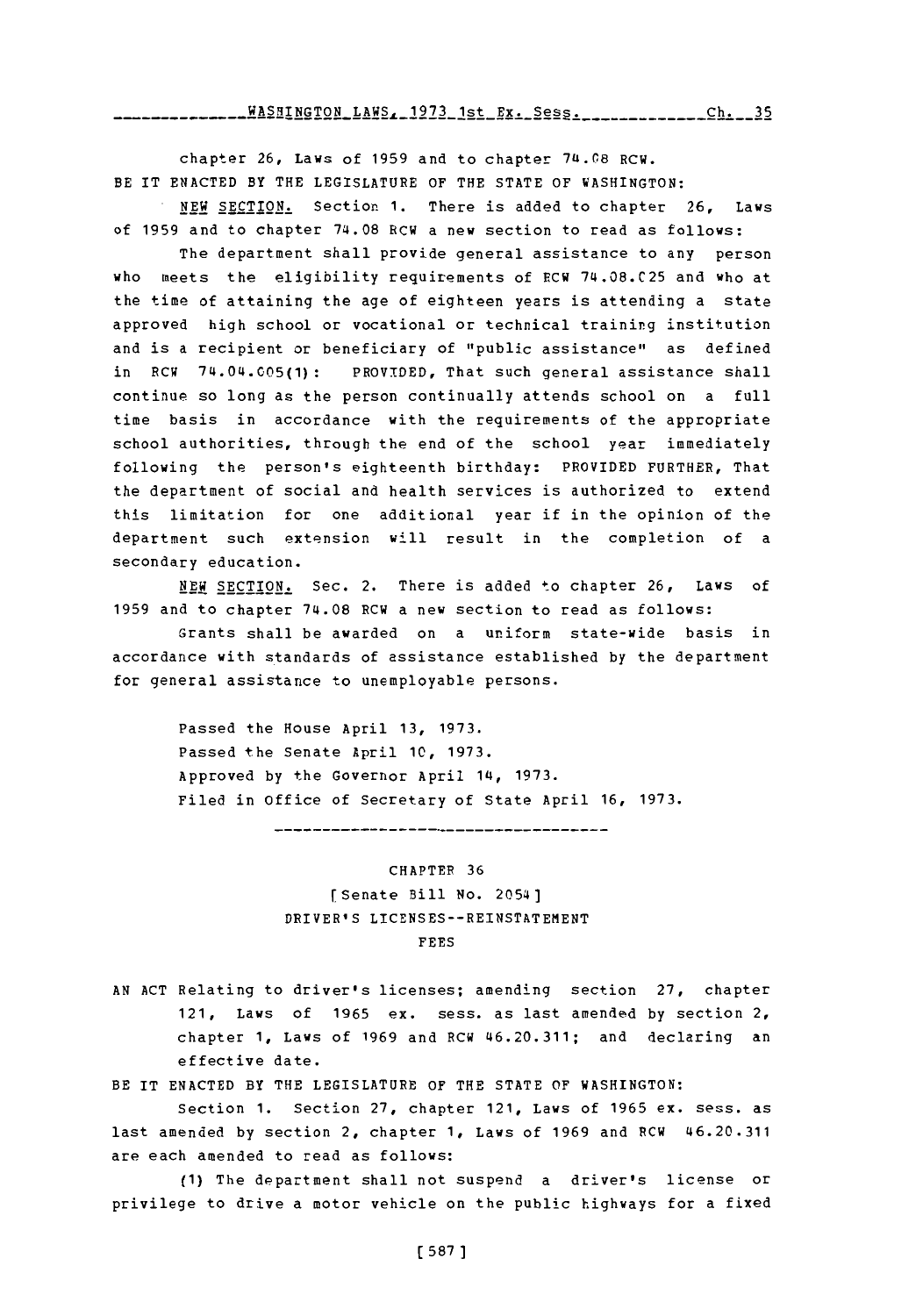chapter 26, Laws of 1959 and to chapter 74.08 RCW.

BE IT ENACTED BY THE LEGISLATURE OF THE STATE OF WASHINGTON:

NEW SECTION. Section 1. There is added to chapter 26, Laws of 1959 and to chapter 74.08 RCW a new section to read as follows:

The department shall provide general assistance to any person who meets the eligibility requirements of RCW 74.08.025 and who at the time of attaining the age of eighteen years is attending a state approved high school or vocational or technical training institution and is a recipient or beneficiary of "public assistance" as defined in RCW 74.04.005(1): PROVIDED, That such general assistance shall continue so long as the person continually attends school on a full time basis in accordance with the requirements of the appropriate school authorities, through the end of the school year immediately following the person's eighteenth birthday: PROVIDED FURTHER, That the department of social and health services is authorized to extend this limitation for one additional year if in the opinion of the department such extension will result in the completion of a secondary education.

NEW SECTION. Sec. 2. There is added to chapter 26, Laws of 1959 and to chapter 74.08 RCW a new section to read as follows:

Grants shall be awarded on a uniform state-wide basis in accordance with standards of assistance established by the department for general assistance to unemployable persons.

Passed the House April 13, 1973.
Passed the Senate April 10, 1973.
Approved by the Governor April 14, 1973.
Filed in Office of Secretary of State April 16, 1973.

---

## CHAPTER 36

### [Senate Bill No. 2054]

### DRIVER'S LICENSES--REINSTATEMENT FEES

AN ACT Relating to driver's licenses; amending section 27, chapter 121, Laws of 1965 ex. sess. as last amended by section 2, chapter 1, Laws of 1969 and RCW 46.20.311; and declaring an effective date.

BE IT ENACTED BY THE LEGISLATURE OF THE STATE OF WASHINGTON:

Section 1. Section 27, chapter 121, Laws of 1965 ex. sess. as last amended by section 2, chapter 1, Laws of 1969 and RCW 46.20.311 are each amended to read as follows:

(1) The department shall not suspend a driver's license or privilege to drive a motor vehicle on the public highways for a fixed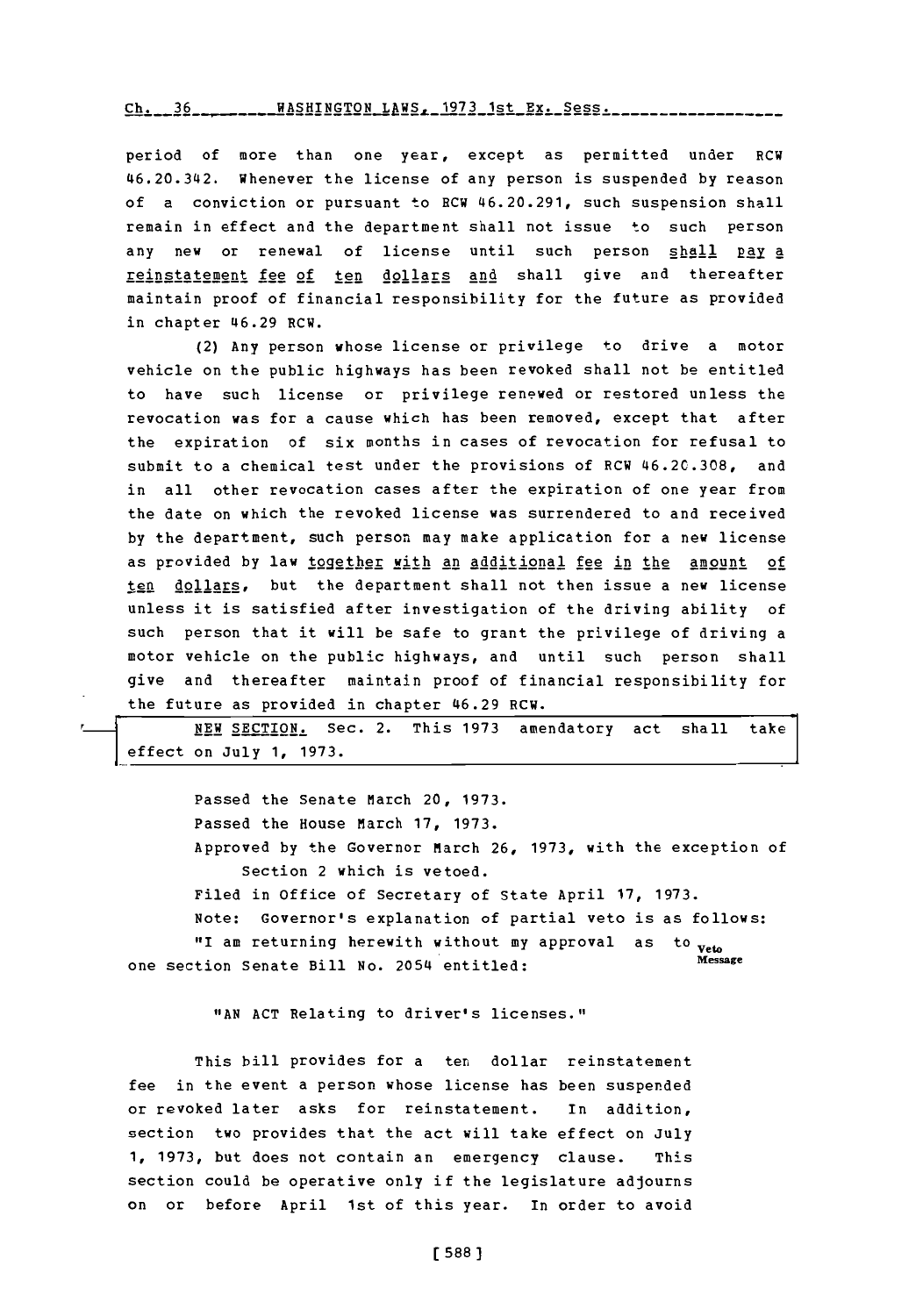period of more than one year, except as permitted under RCW 46.20.342. Whenever the license of any person is suspended by reason of a conviction or pursuant to RCW 46.20.291, such suspension shall remain in effect and the department shall not issue to such person any new or renewal of license until such person <u>shall pay a reinstatement fee of ten dollars and</u> shall give and thereafter maintain proof of financial responsibility for the future as provided in chapter 46.29 RCW.

(2) Any person whose license or privilege to drive a motor vehicle on the public highways has been revoked shall not be entitled to have such license or privilege renewed or restored unless the revocation was for a cause which has been removed, except that after the expiration of six months in cases of revocation for refusal to submit to a chemical test under the provisions of RCW 46.20.308, and in all other revocation cases after the expiration of one year from the date on which the revoked license was surrendered to and received by the department, such person may make application for a new license as provided by law <u>together with an additional fee in the amount of ten dollars</u>, but the department shall not then issue a new license unless it is satisfied after investigation of the driving ability of such person that it will be safe to grant the privilege of driving a motor vehicle on the public highways, and until such person shall give and thereafter maintain proof of financial responsibility for the future as provided in chapter 46.29 RCW.

<u>NEW SECTION.</u> Sec. 2. This 1973 amendatory act shall take effect on July 1, 1973.

Passed the Senate March 20, 1973.

Passed the House March 17, 1973.

Approved by the Governor March 26, 1973, with the exception of Section 2 which is vetoed.

Filed in Office of Secretary of State April 17, 1973.

Note: Governor's explanation of partial veto is as follows:

Veto Message

"I am returning herewith without my approval as to one section Senate Bill No. 2054 entitled:

"AN ACT Relating to driver's licenses."

This bill provides for a ten dollar reinstatement fee in the event a person whose license has been suspended or revoked later asks for reinstatement. In addition, section two provides that the act will take effect on July 1, 1973, but does not contain an emergency clause. This section could be operative only if the legislature adjourns on or before April 1st of this year. In order to avoid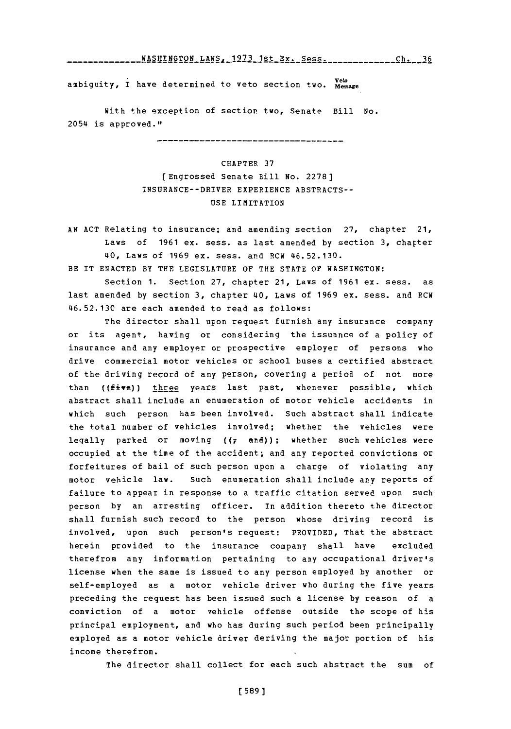ambiguity, I have determined to veto section two. Veto Message

With the exception of section two, Senate Bill No. 2054 is approved."

---

## CHAPTER 37

### [Engrossed Senate Bill No. 2278]

### INSURANCE--DRIVER EXPERIENCE ABSTRACTS--USE LIMITATION

AN ACT Relating to insurance; and amending section 27, chapter 21, Laws of 1961 ex. sess. as last amended by section 3, chapter 40, Laws of 1969 ex. sess. and RCW 46.52.130.

BE IT ENACTED BY THE LEGISLATURE OF THE STATE OF WASHINGTON:

Section 1. Section 27, chapter 21, Laws of 1961 ex. sess. as last amended by section 3, chapter 40, Laws of 1969 ex. sess. and RCW 46.52.130 are each amended to read as follows:

The director shall upon request furnish any insurance company or its agent, having or considering the issuance of a policy of insurance and any employer or prospective employer of persons who drive commercial motor vehicles or school buses a certified abstract of the driving record of any person, covering a period of not more than ((~~five~~)) <u>three</u> years last past, whenever possible, which abstract shall include an enumeration of motor vehicle accidents in which such person has been involved. Such abstract shall indicate the total number of vehicles involved; whether the vehicles were legally parked or moving ((~~, and~~)); whether such vehicles were occupied at the time of the accident; and any reported convictions or forfeitures of bail of such person upon a charge of violating any motor vehicle law. Such enumeration shall include any reports of failure to appear in response to a traffic citation served upon such person by an arresting officer. In addition thereto the director shall furnish such record to the person whose driving record is involved, upon such person's request: PROVIDED, That the abstract herein provided to the insurance company shall have excluded therefrom any information pertaining to any occupational driver's license when the same is issued to any person employed by another or self-employed as a motor vehicle driver who during the five years preceding the request has been issued such a license by reason of a conviction of a motor vehicle offense outside the scope of his principal employment, and who has during such period been principally employed as a motor vehicle driver deriving the major portion of his income therefrom.

The director shall collect for each such abstract the sum of